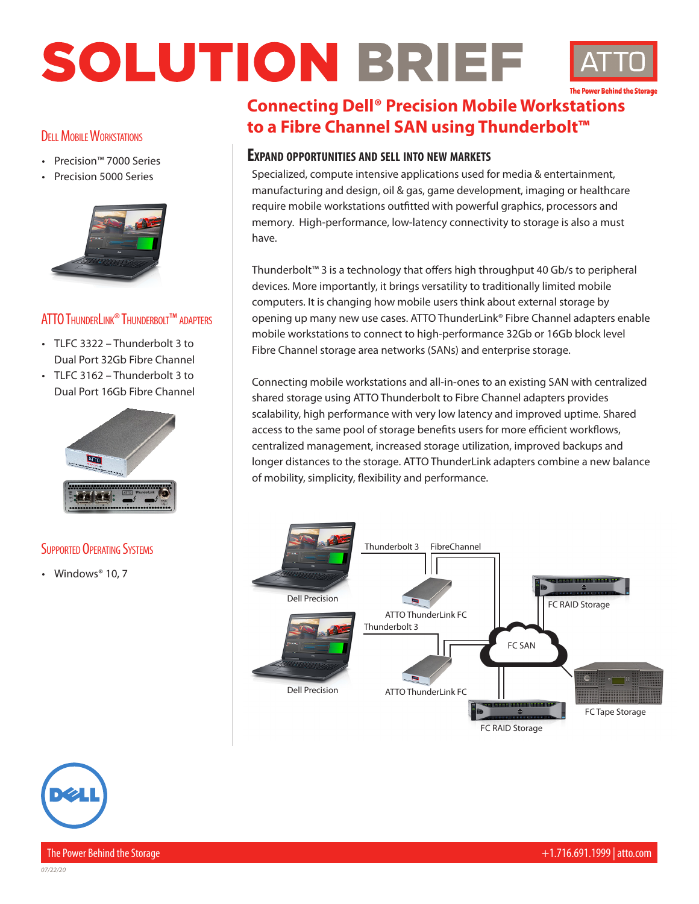# SOLUTION BRIEF

ATTO

The Power Behind the Storage

## Connecting Dell® Precision Mobile Workstations to a Fibre Channel SAN using Thunderbolt™

### Dell Mobile Workstations

- Precision™ 7000 Series
- Precision 5000 Series

### ATTO ThunderLink® Thunderbolt™ adapters

- TLFC 3322 – Thunderbolt 3 to Dual Port 32Gb Fibre Channel
- TLFC 3162 – Thunderbolt 3 to Dual Port 16Gb Fibre Channel

### Supported Operating Systems

- Windows® 10, 7

### Expand opportunities and sell into new markets

Specialized, compute intensive applications used for media & entertainment, manufacturing and design, oil & gas, game development, imaging or healthcare require mobile workstations outfitted with powerful graphics, processors and memory. High-performance, low-latency connectivity to storage is also a must have.

Thunderbolt™ 3 is a technology that offers high throughput 40 Gb/s to peripheral devices. More importantly, it brings versatility to traditionally limited mobile computers. It is changing how mobile users think about external storage by opening up many new use cases. ATTO ThunderLink® Fibre Channel adapters enable mobile workstations to connect to high-performance 32Gb or 16Gb block level Fibre Channel storage area networks (SANs) and enterprise storage.

Connecting mobile workstations and all-in-ones to an existing SAN with centralized shared storage using ATTO Thunderbolt to Fibre Channel adapters provides scalability, high performance with very low latency and improved uptime. Shared access to the same pool of storage benefits users for more efficient workflows, centralized management, increased storage utilization, improved backups and longer distances to the storage. ATTO ThunderLink adapters combine a new balance of mobility, simplicity, flexibility and performance.

Thunderbolt 3 | FibreChannel

Dell Precision | ATTO ThunderLink FC | FC RAID Storage

Thunderbolt 3 | FC SAN

Dell Precision | ATTO ThunderLink FC | FC Tape Storage | FC RAID Storage

The Power Behind the Storage | +1.716.691.1999 | atto.com

07/22/20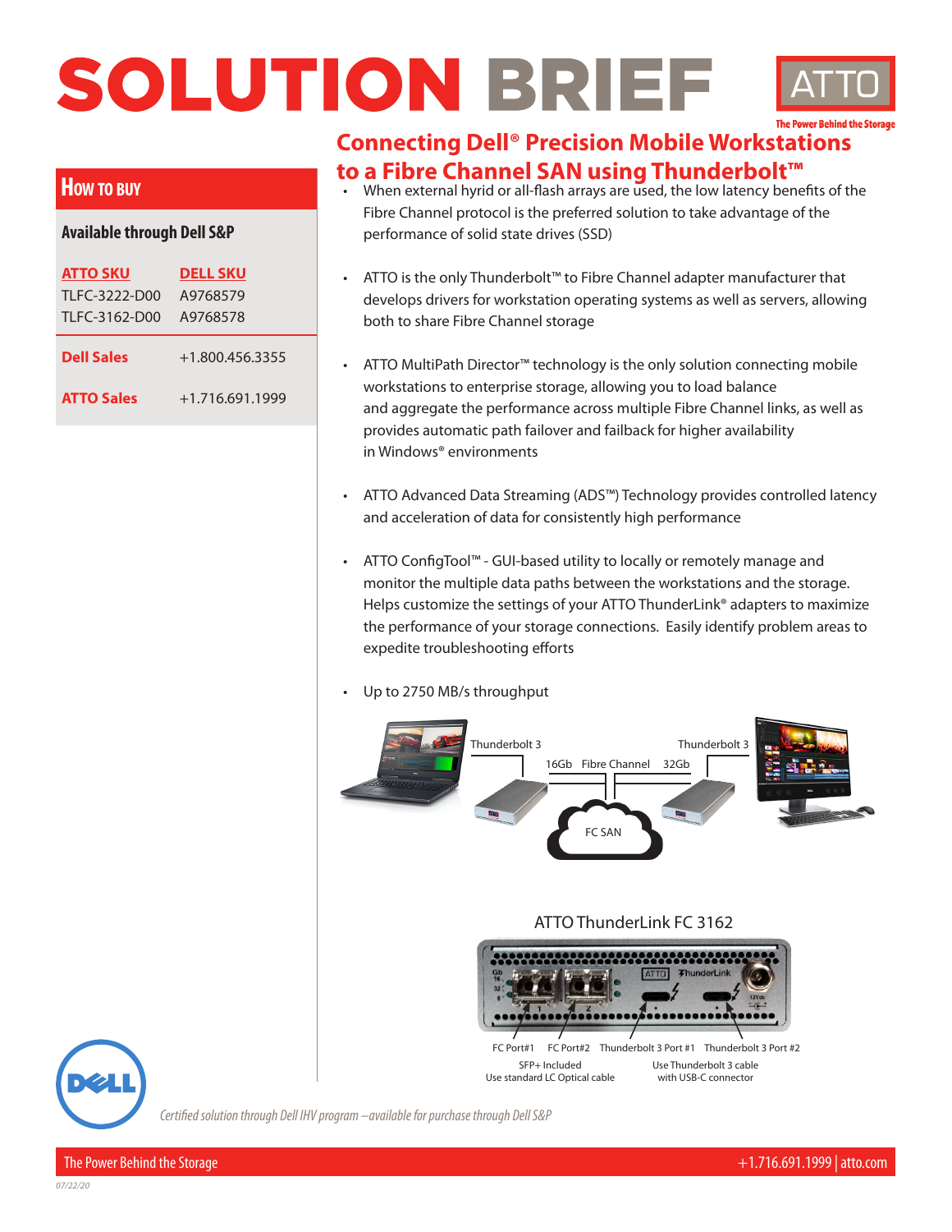# SOLUTION BRIEF

## Connecting Dell® Precision Mobile Workstations to a Fibre Channel SAN using Thunderbolt™

## How to Buy

**Available through Dell S&P**

| ATTO SKU | DELL SKU |
|---|---|
| TLFC-3222-D00 | A9768579 |
| TLFC-3162-D00 | A9768578 |

**Dell Sales** +1.800.456.3355

**ATTO Sales** +1.716.691.1999

- When external hyrid or all-flash arrays are used, the low latency benefits of the Fibre Channel protocol is the preferred solution to take advantage of the performance of solid state drives (SSD)
- ATTO is the only Thunderbolt™ to Fibre Channel adapter manufacturer that develops drivers for workstation operating systems as well as servers, allowing both to share Fibre Channel storage
- ATTO MultiPath Director™ technology is the only solution connecting mobile workstations to enterprise storage, allowing you to load balance and aggregate the performance across multiple Fibre Channel links, as well as provides automatic path failover and failback for higher availability in Windows® environments
- ATTO Advanced Data Streaming (ADS™) Technology provides controlled latency and acceleration of data for consistently high performance
- ATTO ConfigTool™ - GUI-based utility to locally or remotely manage and monitor the multiple data paths between the workstations and the storage. Helps customize the settings of your ATTO ThunderLink® adapters to maximize the performance of your storage connections. Easily identify problem areas to expedite troubleshooting efforts
- Up to 2750 MB/s throughput

Thunderbolt 3
16Gb Fibre Channel 32Gb
Thunderbolt 3
FC SAN

ATTO ThunderLink FC 3162

FC Port#1 FC Port#2 — SFP+ Included, Use standard LC Optical cable

Thunderbolt 3 Port #1 Thunderbolt 3 Port #2 — Use Thunderbolt 3 cable with USB-C connector

*Certified solution through Dell IHV program –available for purchase through Dell S&P*

The Power Behind the Storage

+1.716.691.1999 | atto.com

07/22/20